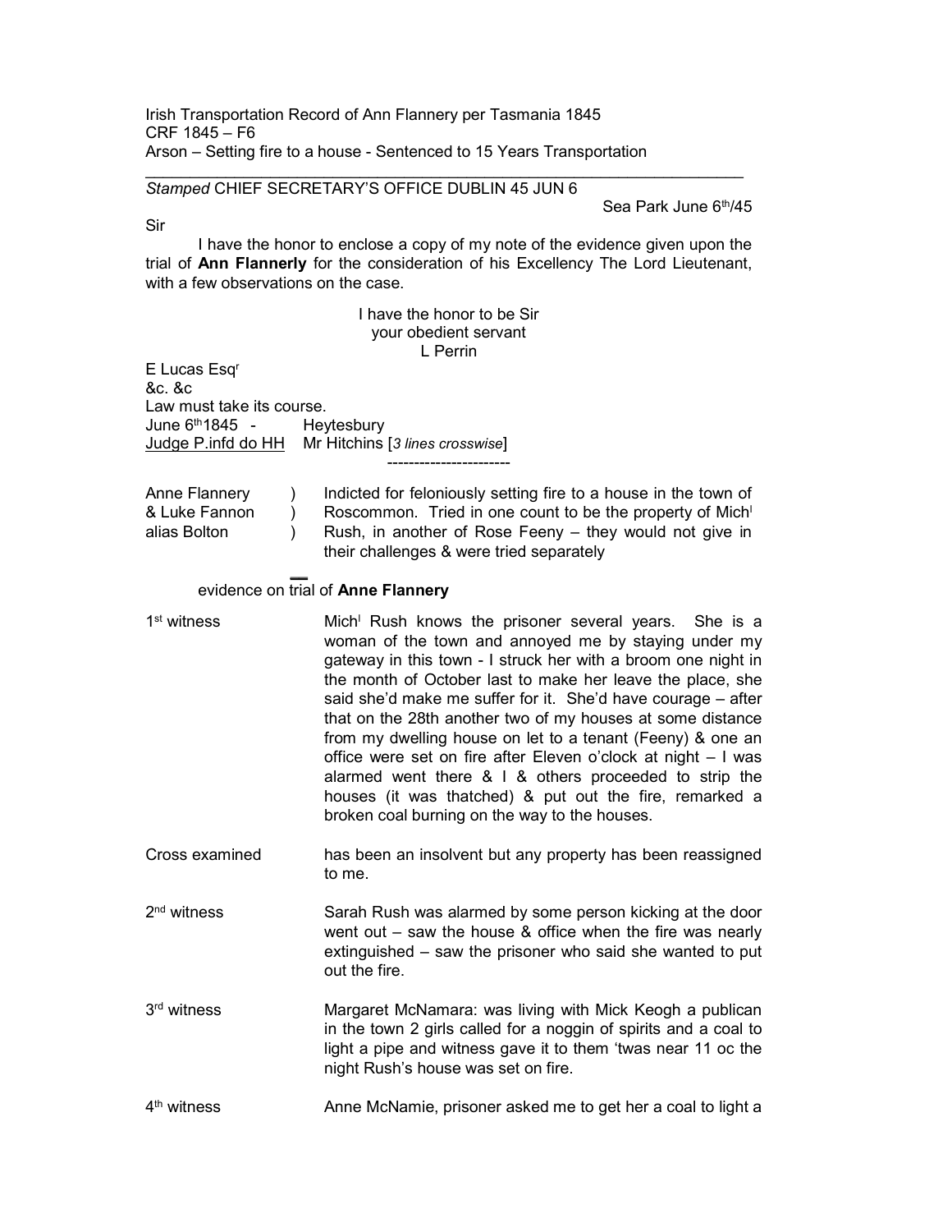Irish Transportation Record of Ann Flannery per Tasmania 1845
CRF 1845 – F6
Arson – Setting fire to a house - Sentenced to 15 Years Transportation

---

*Stamped* CHIEF SECRETARY'S OFFICE DUBLIN 45 JUN 6

Sea Park June 6th/45

Sir

I have the honor to enclose a copy of my note of the evidence given upon the trial of **Ann Flannerly** for the consideration of his Excellency The Lord Lieutenant, with a few observations on the case.

I have the honor to be Sir
your obedient servant
L Perrin

E Lucas Esqr
&c. &c
Law must take its course.
June 6th 1845 - Heytesbury
Judge P.infd do HH Mr Hitchins [*3 lines crosswise*]

---

| | |
|---|---|
| Anne Flannery & Luke Fannon alias Bolton | Indicted for feloniously setting fire to a house in the town of Roscommon. Tried in one count to be the property of Michl Rush, in another of Rose Feeny – they would not give in their challenges & were tried separately |

evidence on trial of **Anne Flannery**

| | |
|---|---|
| 1st witness | Michl Rush knows the prisoner several years. She is a woman of the town and annoyed me by staying under my gateway in this town - I struck her with a broom one night in the month of October last to make her leave the place, she said she'd make me suffer for it. She'd have courage – after that on the 28th another two of my houses at some distance from my dwelling house on let to a tenant (Feeny) & one an office were set on fire after Eleven o'clock at night – I was alarmed went there & I & others proceeded to strip the houses (it was thatched) & put out the fire, remarked a broken coal burning on the way to the houses. |
| Cross examined | has been an insolvent but any property has been reassigned to me. |
| 2nd witness | Sarah Rush was alarmed by some person kicking at the door went out – saw the house & office when the fire was nearly extinguished – saw the prisoner who said she wanted to put out the fire. |
| 3rd witness | Margaret McNamara: was living with Mick Keogh a publican in the town 2 girls called for a noggin of spirits and a coal to light a pipe and witness gave it to them 'twas near 11 oc the night Rush's house was set on fire. |
| 4th witness | Anne McNamie, prisoner asked me to get her a coal to light a |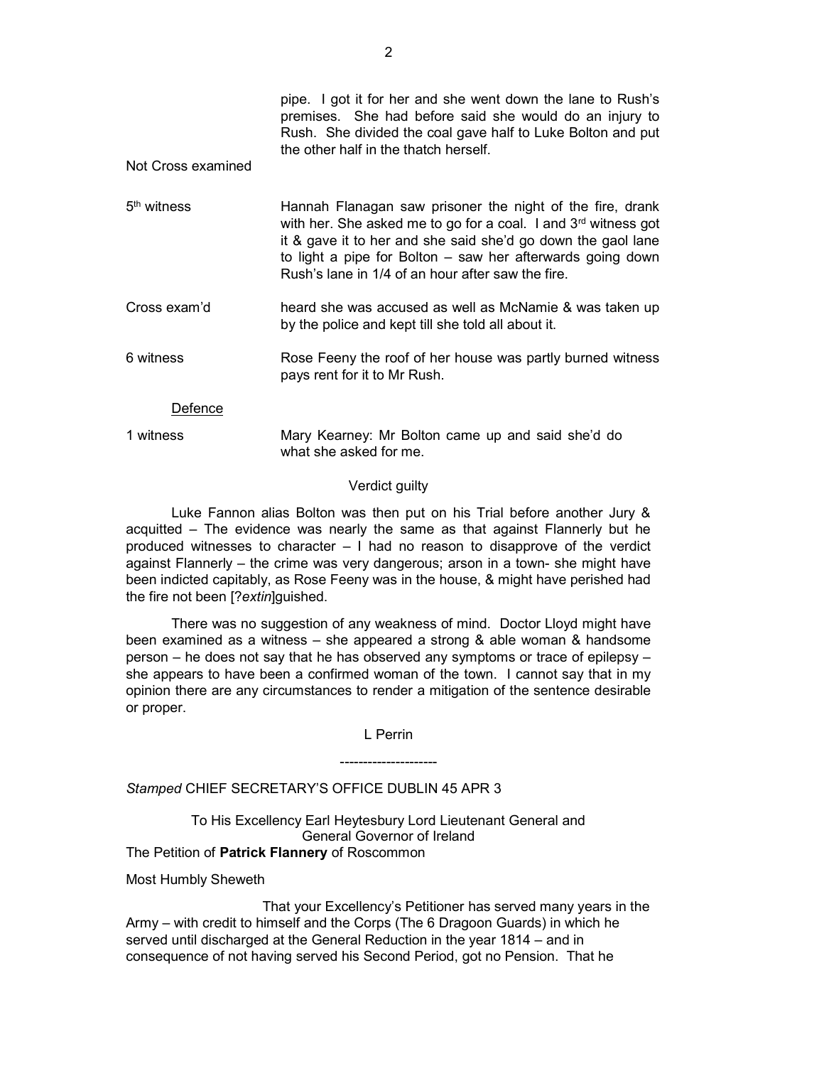| | |
|---|---|
| | pipe. I got it for her and she went down the lane to Rush's premises. She had before said she would do an injury to Rush. She divided the coal gave half to Luke Bolton and put the other half in the thatch herself. |
| Not Cross examined | |
| 5th witness | Hannah Flanagan saw prisoner the night of the fire, drank with her. She asked me to go for a coal. I and 3rd witness got it & gave it to her and she said she'd go down the gaol lane to light a pipe for Bolton – saw her afterwards going down Rush's lane in 1/4 of an hour after saw the fire. |
| Cross exam'd | heard she was accused as well as McNamie & was taken up by the police and kept till she told all about it. |
| 6 witness | Rose Feeny the roof of her house was partly burned witness pays rent for it to Mr Rush. |

<u>Defence</u>

| | |
|---|---|
| 1 witness | Mary Kearney: Mr Bolton came up and said she'd do what she asked for me. |

Verdict guilty

Luke Fannon alias Bolton was then put on his Trial before another Jury & acquitted – The evidence was nearly the same as that against Flannerly but he produced witnesses to character – I had no reason to disapprove of the verdict against Flannerly – the crime was very dangerous; arson in a town- she might have been indicted capitably, as Rose Feeny was in the house, & might have perished had the fire not been [?*extin*]guished.

There was no suggestion of any weakness of mind. Doctor Lloyd might have been examined as a witness – she appeared a strong & able woman & handsome person – he does not say that he has observed any symptoms or trace of epilepsy – she appears to have been a confirmed woman of the town. I cannot say that in my opinion there are any circumstances to render a mitigation of the sentence desirable or proper.

L Perrin

---------------------

*Stamped* CHIEF SECRETARY'S OFFICE DUBLIN 45 APR 3

To His Excellency Earl Heytesbury Lord Lieutenant General and General Governor of Ireland

The Petition of **Patrick Flannery** of Roscommon

Most Humbly Sheweth

That your Excellency's Petitioner has served many years in the Army – with credit to himself and the Corps (The 6 Dragoon Guards) in which he served until discharged at the General Reduction in the year 1814 – and in consequence of not having served his Second Period, got no Pension. That he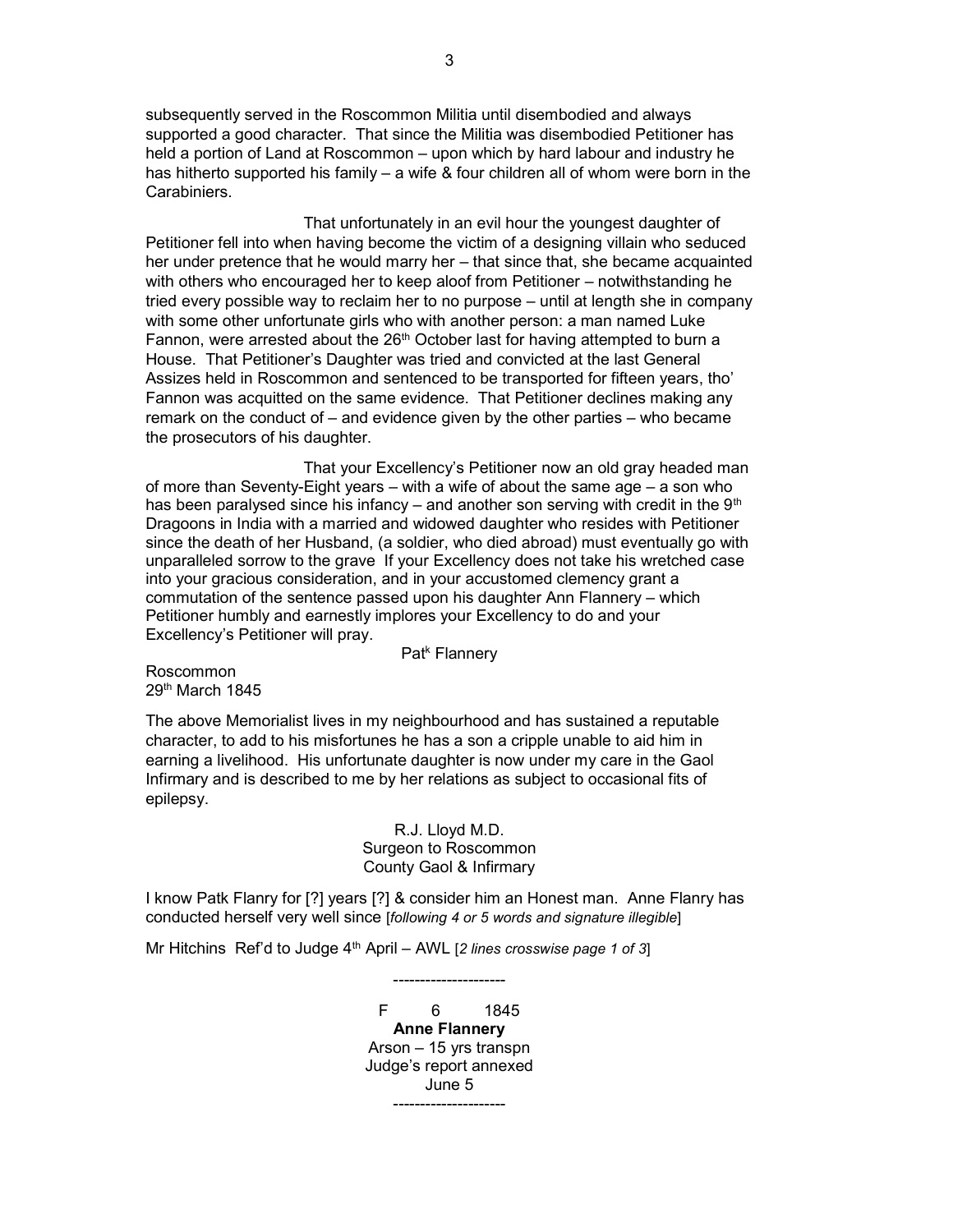subsequently served in the Roscommon Militia until disembodied and always supported a good character. That since the Militia was disembodied Petitioner has held a portion of Land at Roscommon – upon which by hard labour and industry he has hitherto supported his family – a wife & four children all of whom were born in the Carabiniers.

That unfortunately in an evil hour the youngest daughter of Petitioner fell into when having become the victim of a designing villain who seduced her under pretence that he would marry her – that since that, she became acquainted with others who encouraged her to keep aloof from Petitioner – notwithstanding he tried every possible way to reclaim her to no purpose – until at length she in company with some other unfortunate girls who with another person: a man named Luke Fannon, were arrested about the 26th October last for having attempted to burn a House. That Petitioner's Daughter was tried and convicted at the last General Assizes held in Roscommon and sentenced to be transported for fifteen years, tho' Fannon was acquitted on the same evidence. That Petitioner declines making any remark on the conduct of – and evidence given by the other parties – who became the prosecutors of his daughter.

That your Excellency's Petitioner now an old gray headed man of more than Seventy-Eight years – with a wife of about the same age – a son who has been paralysed since his infancy – and another son serving with credit in the 9th Dragoons in India with a married and widowed daughter who resides with Petitioner since the death of her Husband, (a soldier, who died abroad) must eventually go with unparalleled sorrow to the grave If your Excellency does not take his wretched case into your gracious consideration, and in your accustomed clemency grant a commutation of the sentence passed upon his daughter Ann Flannery – which Petitioner humbly and earnestly implores your Excellency to do and your Excellency's Petitioner will pray.

Patk Flannery

Roscommon
29th March 1845

The above Memorialist lives in my neighbourhood and has sustained a reputable character, to add to his misfortunes he has a son a cripple unable to aid him in earning a livelihood. His unfortunate daughter is now under my care in the Gaol Infirmary and is described to me by her relations as subject to occasional fits of epilepsy.

R.J. Lloyd M.D.
Surgeon to Roscommon
County Gaol & Infirmary

I know Patk Flanry for [?] years [?] & consider him an Honest man. Anne Flanry has conducted herself very well since [*following 4 or 5 words and signature illegible*]

Mr Hitchins Ref'd to Judge 4th April – AWL [*2 lines crosswise page 1 of 3*]

---------------------

F 6 1845
**Anne Flannery**
Arson – 15 yrs transpn
Judge's report annexed
June 5

---------------------